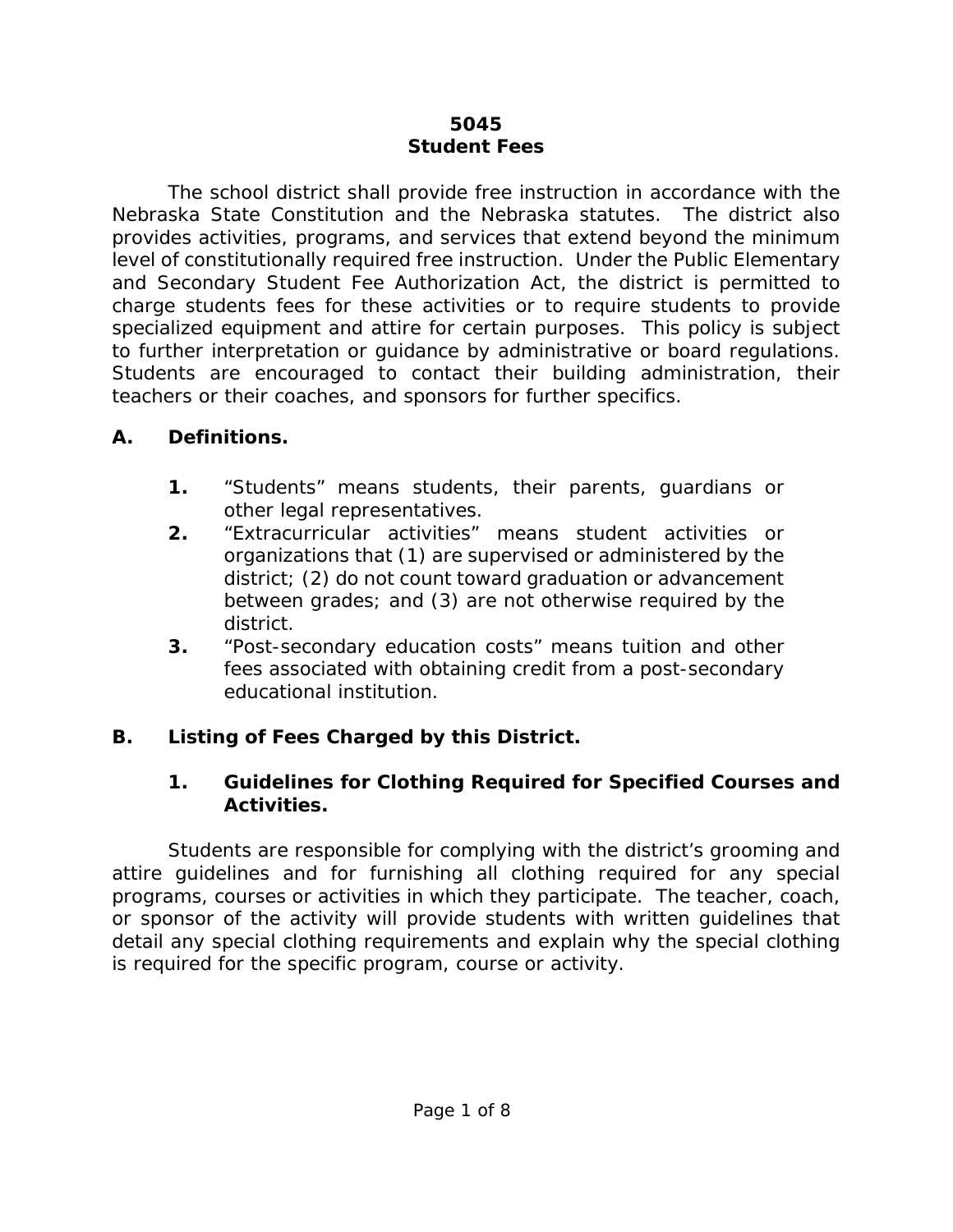# 5045
# Student Fees

The school district shall provide free instruction in accordance with the Nebraska State Constitution and the Nebraska statutes. The district also provides activities, programs, and services that extend beyond the minimum level of constitutionally required free instruction. Under the Public Elementary and Secondary Student Fee Authorization Act, the district is permitted to charge students fees for these activities or to require students to provide specialized equipment and attire for certain purposes. This policy is subject to further interpretation or guidance by administrative or board regulations. Students are encouraged to contact their building administration, their teachers or their coaches, and sponsors for further specifics.

## A. Definitions.

1. "Students" means students, their parents, guardians or other legal representatives.
2. "Extracurricular activities" means student activities or organizations that (1) are supervised or administered by the district; (2) do not count toward graduation or advancement between grades; and (3) are not otherwise required by the district.
3. "Post-secondary education costs" means tuition and other fees associated with obtaining credit from a post-secondary educational institution.

## B. Listing of Fees Charged by this District.

### 1. Guidelines for Clothing Required for Specified Courses and Activities.

Students are responsible for complying with the district's grooming and attire guidelines and for furnishing all clothing required for any special programs, courses or activities in which they participate. The teacher, coach, or sponsor of the activity will provide students with written guidelines that detail any special clothing requirements and explain why the special clothing is required for the specific program, course or activity.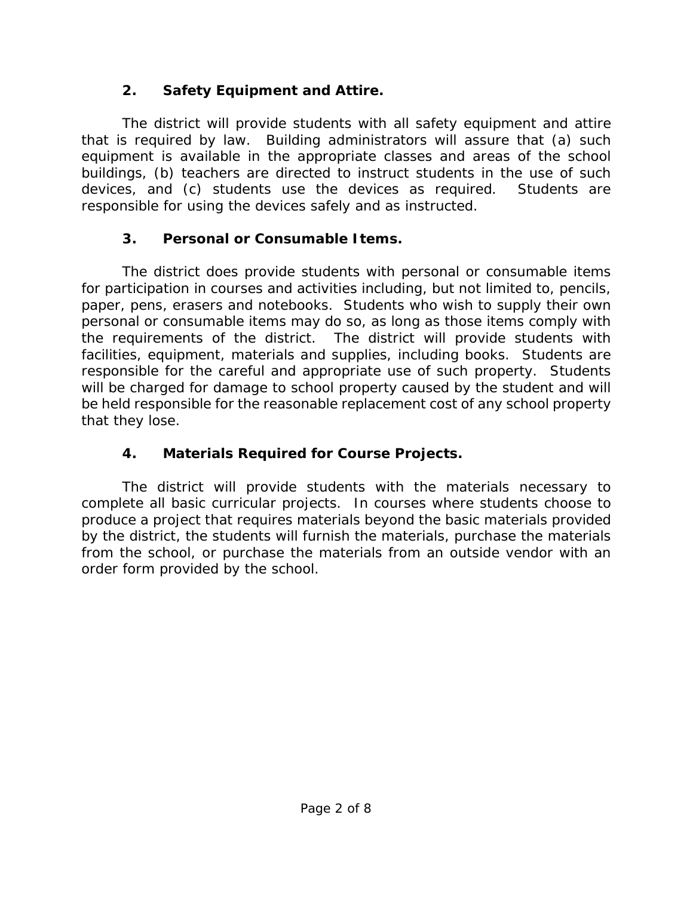### 2. Safety Equipment and Attire.

The district will provide students with all safety equipment and attire that is required by law. Building administrators will assure that (a) such equipment is available in the appropriate classes and areas of the school buildings, (b) teachers are directed to instruct students in the use of such devices, and (c) students use the devices as required. Students are responsible for using the devices safely and as instructed.

### 3. Personal or Consumable Items.

The district does provide students with personal or consumable items for participation in courses and activities including, but not limited to, pencils, paper, pens, erasers and notebooks. Students who wish to supply their own personal or consumable items may do so, as long as those items comply with the requirements of the district. The district will provide students with facilities, equipment, materials and supplies, including books. Students are responsible for the careful and appropriate use of such property. Students will be charged for damage to school property caused by the student and will be held responsible for the reasonable replacement cost of any school property that they lose.

### 4. Materials Required for Course Projects.

The district will provide students with the materials necessary to complete all basic curricular projects. In courses where students choose to produce a project that requires materials beyond the basic materials provided by the district, the students will furnish the materials, purchase the materials from the school, or purchase the materials from an outside vendor with an order form provided by the school.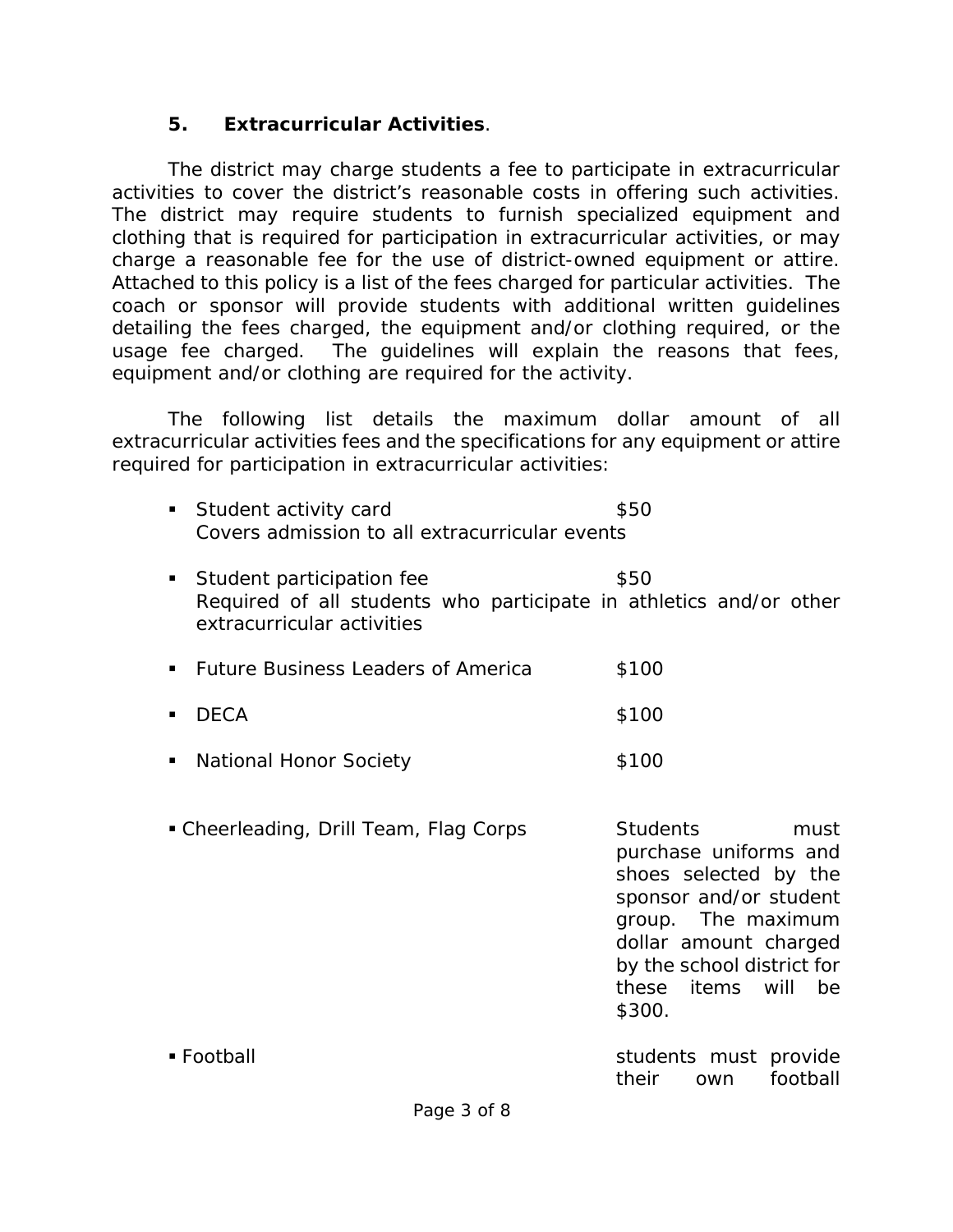**5. Extracurricular Activities**.

The district may charge students a fee to participate in extracurricular activities to cover the district's reasonable costs in offering such activities. The district may require students to furnish specialized equipment and clothing that is required for participation in extracurricular activities, or may charge a reasonable fee for the use of district-owned equipment or attire. Attached to this policy is a list of the fees charged for particular activities. The coach or sponsor will provide students with additional written guidelines detailing the fees charged, the equipment and/or clothing required, or the usage fee charged. The guidelines will explain the reasons that fees, equipment and/or clothing are required for the activity.

The following list details the maximum dollar amount of all extracurricular activities fees and the specifications for any equipment or attire required for participation in extracurricular activities:

- Student activity card $50
  Covers admission to all extracurricular events

- Student participation fee $50
  Required of all students who participate in athletics and/or other extracurricular activities

- Future Business Leaders of America $100

- DECA $100

- National Honor Society $100

- Cheerleading, Drill Team, Flag Corps — Students must purchase uniforms and shoes selected by the sponsor and/or student group. The maximum dollar amount charged by the school district for these items will be $300.

- Football — students must provide their own football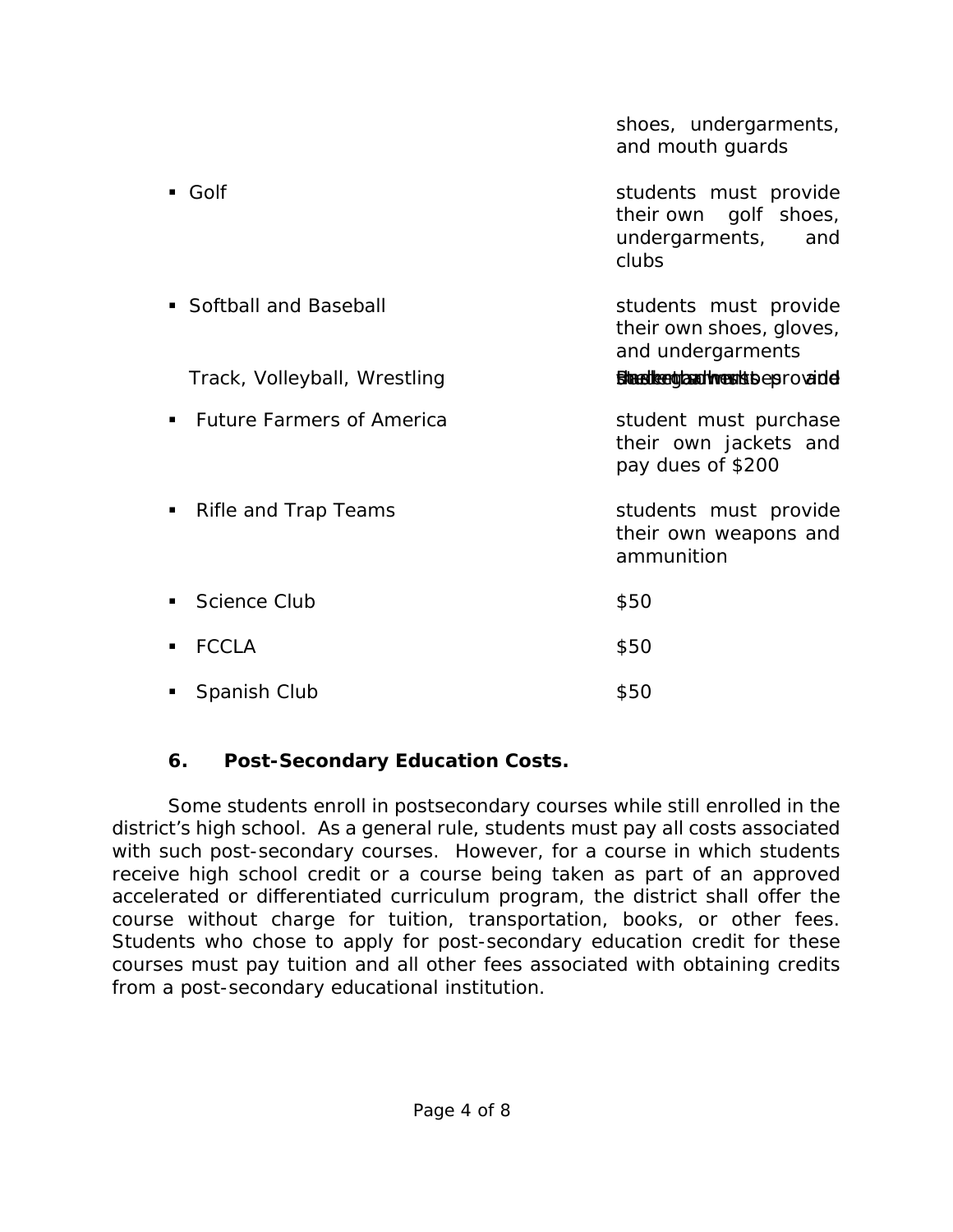| | |
|---|---|
| | shoes, undergarments, and mouth guards |
| ▪ Golf | students must provide their own golf shoes, undergarments, and clubs |
| ▪ Softball and Baseball | students must provide their own shoes, gloves, and undergarments |
| Track, Volleyball, Wrestling | students must provide shoes and undergarments |
| ▪ Future Farmers of America | student must purchase their own jackets and pay dues of $200 |
| ▪ Rifle and Trap Teams | students must provide their own weapons and ammunition |
| ▪ Science Club | $50 |
| ▪ FCCLA | $50 |
| ▪ Spanish Club | $50 |

### 6. Post-Secondary Education Costs.

Some students enroll in postsecondary courses while still enrolled in the district's high school. As a general rule, students must pay all costs associated with such post-secondary courses. However, for a course in which students receive high school credit or a course being taken as part of an approved accelerated or differentiated curriculum program, the district shall offer the course without charge for tuition, transportation, books, or other fees. Students who chose to apply for post-secondary education credit for these courses must pay tuition and all other fees associated with obtaining credits from a post-secondary educational institution.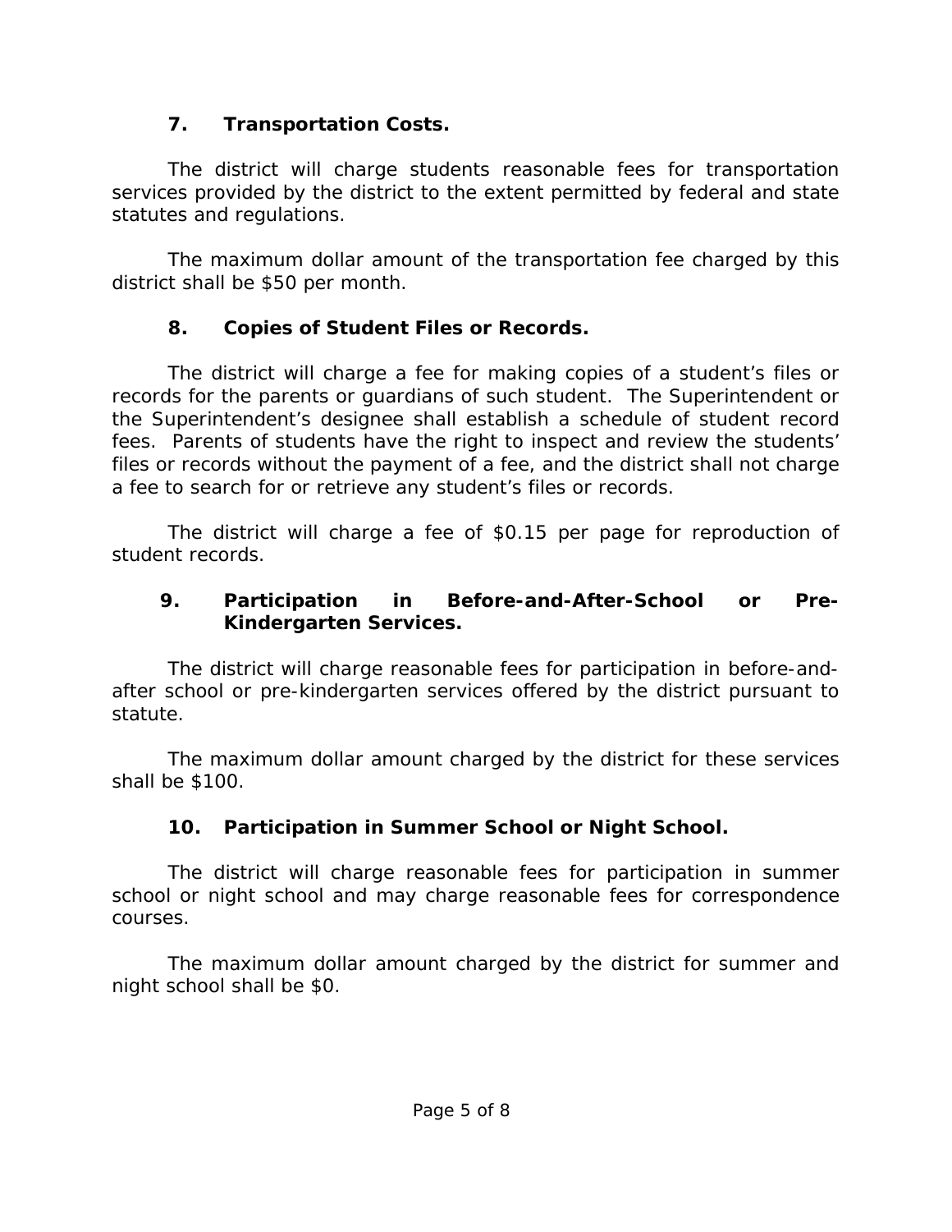### 7. Transportation Costs.

The district will charge students reasonable fees for transportation services provided by the district to the extent permitted by federal and state statutes and regulations.

The maximum dollar amount of the transportation fee charged by this district shall be $50 per month.

### 8. Copies of Student Files or Records.

The district will charge a fee for making copies of a student's files or records for the parents or guardians of such student. The Superintendent or the Superintendent's designee shall establish a schedule of student record fees. Parents of students have the right to inspect and review the students' files or records without the payment of a fee, and the district shall not charge a fee to search for or retrieve any student's files or records.

The district will charge a fee of $0.15 per page for reproduction of student records.

### 9. Participation in Before-and-After-School or Pre-Kindergarten Services.

The district will charge reasonable fees for participation in before-and-after school or pre-kindergarten services offered by the district pursuant to statute.

The maximum dollar amount charged by the district for these services shall be $100.

### 10. Participation in Summer School or Night School.

The district will charge reasonable fees for participation in summer school or night school and may charge reasonable fees for correspondence courses.

The maximum dollar amount charged by the district for summer and night school shall be $0.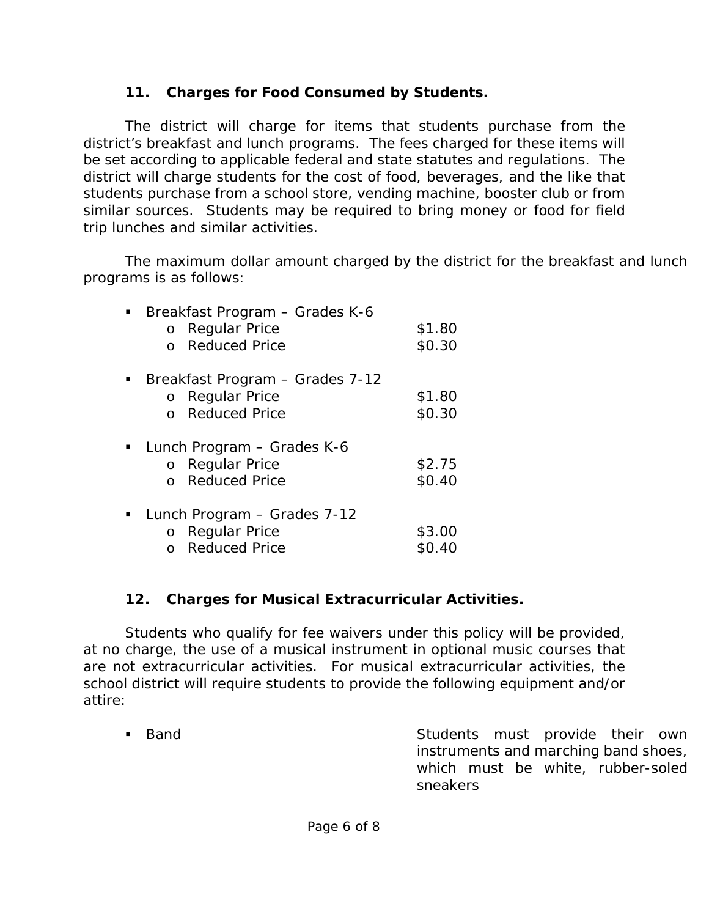## 11. Charges for Food Consumed by Students.

The district will charge for items that students purchase from the district's breakfast and lunch programs. The fees charged for these items will be set according to applicable federal and state statutes and regulations. The district will charge students for the cost of food, beverages, and the like that students purchase from a school store, vending machine, booster club or from similar sources. Students may be required to bring money or food for field trip lunches and similar activities.

The maximum dollar amount charged by the district for the breakfast and lunch programs is as follows:

- Breakfast Program – Grades K-6
  - Regular Price $1.80
  - Reduced Price $0.30
- Breakfast Program – Grades 7-12
  - Regular Price $1.80
  - Reduced Price $0.30
- Lunch Program – Grades K-6
  - Regular Price $2.75
  - Reduced Price $0.40
- Lunch Program – Grades 7-12
  - Regular Price $3.00
  - Reduced Price $0.40

## 12. Charges for Musical Extracurricular Activities.

Students who qualify for fee waivers under this policy will be provided, at no charge, the use of a musical instrument in optional music courses that are not extracurricular activities. For musical extracurricular activities, the school district will require students to provide the following equipment and/or attire:

- Band — Students must provide their own instruments and marching band shoes, which must be white, rubber-soled sneakers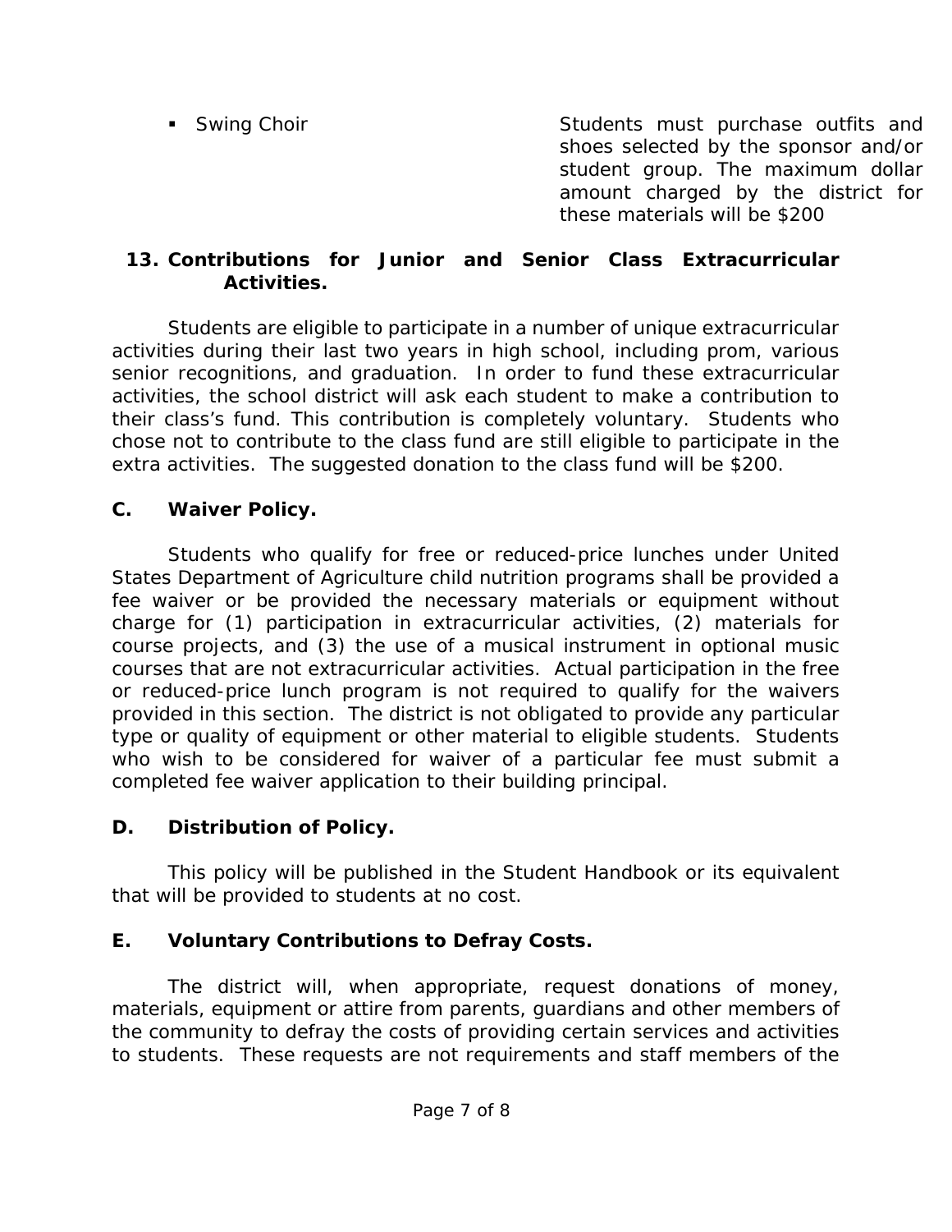- Swing Choir — Students must purchase outfits and shoes selected by the sponsor and/or student group. The maximum dollar amount charged by the district for these materials will be $200

**13. Contributions for Junior and Senior Class Extracurricular Activities.**

Students are eligible to participate in a number of unique extracurricular activities during their last two years in high school, including prom, various senior recognitions, and graduation. In order to fund these extracurricular activities, the school district will ask each student to make a contribution to their class's fund. This contribution is completely voluntary. Students who chose not to contribute to the class fund are still eligible to participate in the extra activities. The suggested donation to the class fund will be $200.

## C. Waiver Policy.

Students who qualify for free or reduced-price lunches under United States Department of Agriculture child nutrition programs shall be provided a fee waiver or be provided the necessary materials or equipment without charge for (1) participation in extracurricular activities, (2) materials for course projects, and (3) the use of a musical instrument in optional music courses that are not extracurricular activities. Actual participation in the free or reduced-price lunch program is not required to qualify for the waivers provided in this section. The district is not obligated to provide any particular type or quality of equipment or other material to eligible students. Students who wish to be considered for waiver of a particular fee must submit a completed fee waiver application to their building principal.

## D. Distribution of Policy.

This policy will be published in the Student Handbook or its equivalent that will be provided to students at no cost.

## E. Voluntary Contributions to Defray Costs.

The district will, when appropriate, request donations of money, materials, equipment or attire from parents, guardians and other members of the community to defray the costs of providing certain services and activities to students. These requests are not requirements and staff members of the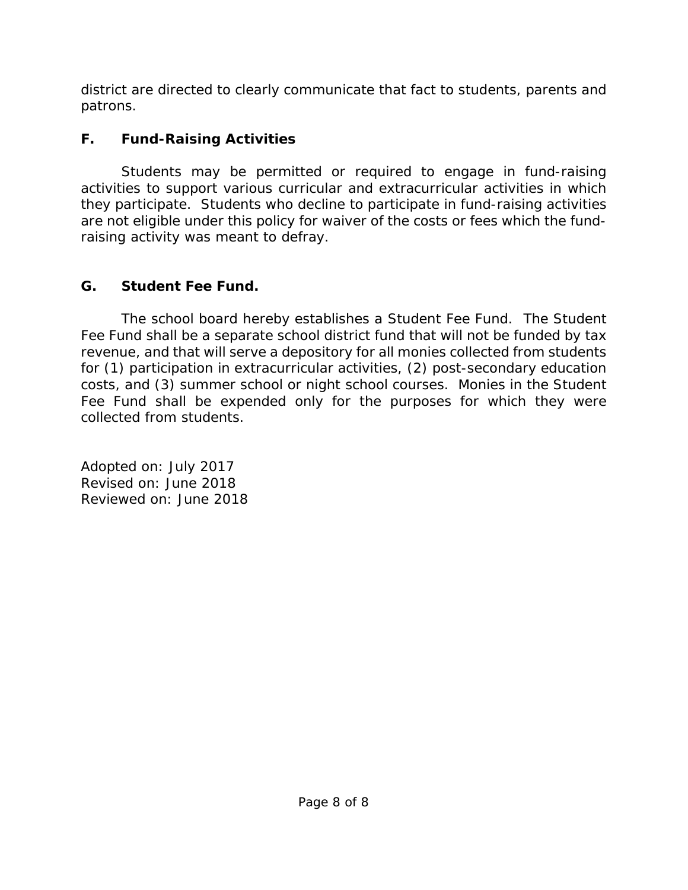district are directed to clearly communicate that fact to students, parents and patrons.

## F. Fund-Raising Activities

Students may be permitted or required to engage in fund-raising activities to support various curricular and extracurricular activities in which they participate. Students who decline to participate in fund-raising activities are not eligible under this policy for waiver of the costs or fees which the fund-raising activity was meant to defray.

## G. Student Fee Fund.

The school board hereby establishes a Student Fee Fund. The Student Fee Fund shall be a separate school district fund that will not be funded by tax revenue, and that will serve a depository for all monies collected from students for (1) participation in extracurricular activities, (2) post-secondary education costs, and (3) summer school or night school courses. Monies in the Student Fee Fund shall be expended only for the purposes for which they were collected from students.

Adopted on: July 2017
Revised on: June 2018
Reviewed on: June 2018